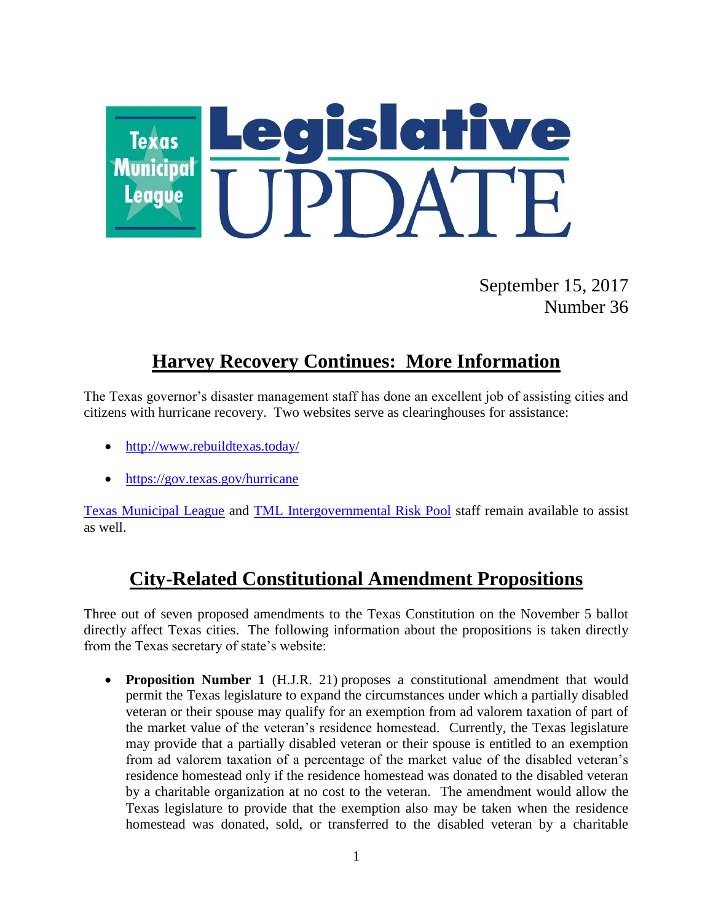# Texas Municipal League Legislative UPDATE

September 15, 2017
Number 36

## Harvey Recovery Continues: More Information

The Texas governor's disaster management staff has done an excellent job of assisting cities and citizens with hurricane recovery. Two websites serve as clearinghouses for assistance:

- http://www.rebuildtexas.today/
- https://gov.texas.gov/hurricane

Texas Municipal League and TML Intergovernmental Risk Pool staff remain available to assist as well.

## City-Related Constitutional Amendment Propositions

Three out of seven proposed amendments to the Texas Constitution on the November 5 ballot directly affect Texas cities. The following information about the propositions is taken directly from the Texas secretary of state's website:

- **Proposition Number 1** (H.J.R. 21) proposes a constitutional amendment that would permit the Texas legislature to expand the circumstances under which a partially disabled veteran or their spouse may qualify for an exemption from ad valorem taxation of part of the market value of the veteran's residence homestead. Currently, the Texas legislature may provide that a partially disabled veteran or their spouse is entitled to an exemption from ad valorem taxation of a percentage of the market value of the disabled veteran's residence homestead only if the residence homestead was donated to the disabled veteran by a charitable organization at no cost to the veteran. The amendment would allow the Texas legislature to provide that the exemption also may be taken when the residence homestead was donated, sold, or transferred to the disabled veteran by a charitable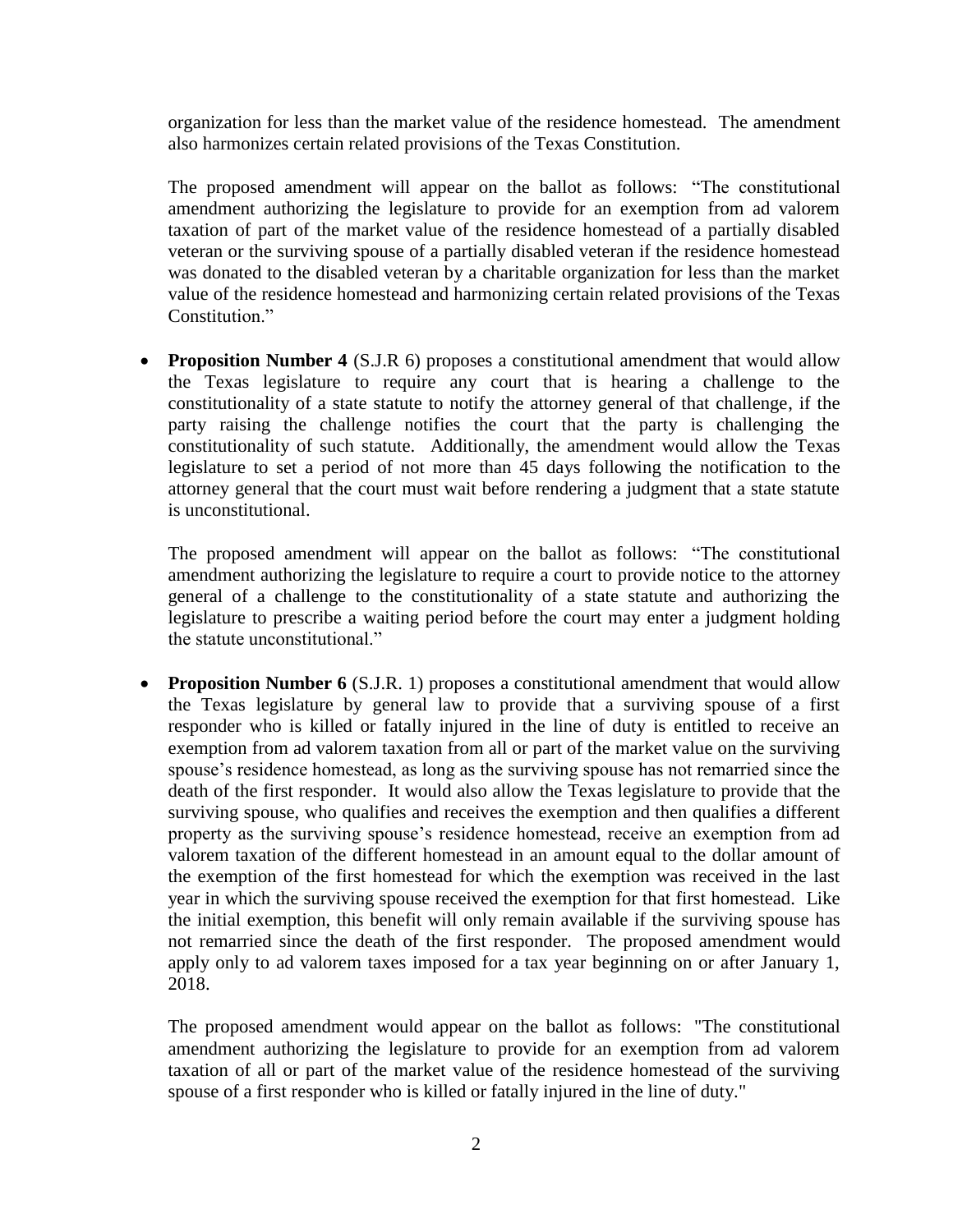organization for less than the market value of the residence homestead. The amendment also harmonizes certain related provisions of the Texas Constitution.

The proposed amendment will appear on the ballot as follows: "The constitutional amendment authorizing the legislature to provide for an exemption from ad valorem taxation of part of the market value of the residence homestead of a partially disabled veteran or the surviving spouse of a partially disabled veteran if the residence homestead was donated to the disabled veteran by a charitable organization for less than the market value of the residence homestead and harmonizing certain related provisions of the Texas Constitution."

- **Proposition Number 4** (S.J.R 6) proposes a constitutional amendment that would allow the Texas legislature to require any court that is hearing a challenge to the constitutionality of a state statute to notify the attorney general of that challenge, if the party raising the challenge notifies the court that the party is challenging the constitutionality of such statute. Additionally, the amendment would allow the Texas legislature to set a period of not more than 45 days following the notification to the attorney general that the court must wait before rendering a judgment that a state statute is unconstitutional.

  The proposed amendment will appear on the ballot as follows: "The constitutional amendment authorizing the legislature to require a court to provide notice to the attorney general of a challenge to the constitutionality of a state statute and authorizing the legislature to prescribe a waiting period before the court may enter a judgment holding the statute unconstitutional."

- **Proposition Number 6** (S.J.R. 1) proposes a constitutional amendment that would allow the Texas legislature by general law to provide that a surviving spouse of a first responder who is killed or fatally injured in the line of duty is entitled to receive an exemption from ad valorem taxation from all or part of the market value on the surviving spouse's residence homestead, as long as the surviving spouse has not remarried since the death of the first responder. It would also allow the Texas legislature to provide that the surviving spouse, who qualifies and receives the exemption and then qualifies a different property as the surviving spouse's residence homestead, receive an exemption from ad valorem taxation of the different homestead in an amount equal to the dollar amount of the exemption of the first homestead for which the exemption was received in the last year in which the surviving spouse received the exemption for that first homestead. Like the initial exemption, this benefit will only remain available if the surviving spouse has not remarried since the death of the first responder. The proposed amendment would apply only to ad valorem taxes imposed for a tax year beginning on or after January 1, 2018.

  The proposed amendment would appear on the ballot as follows: "The constitutional amendment authorizing the legislature to provide for an exemption from ad valorem taxation of all or part of the market value of the residence homestead of the surviving spouse of a first responder who is killed or fatally injured in the line of duty."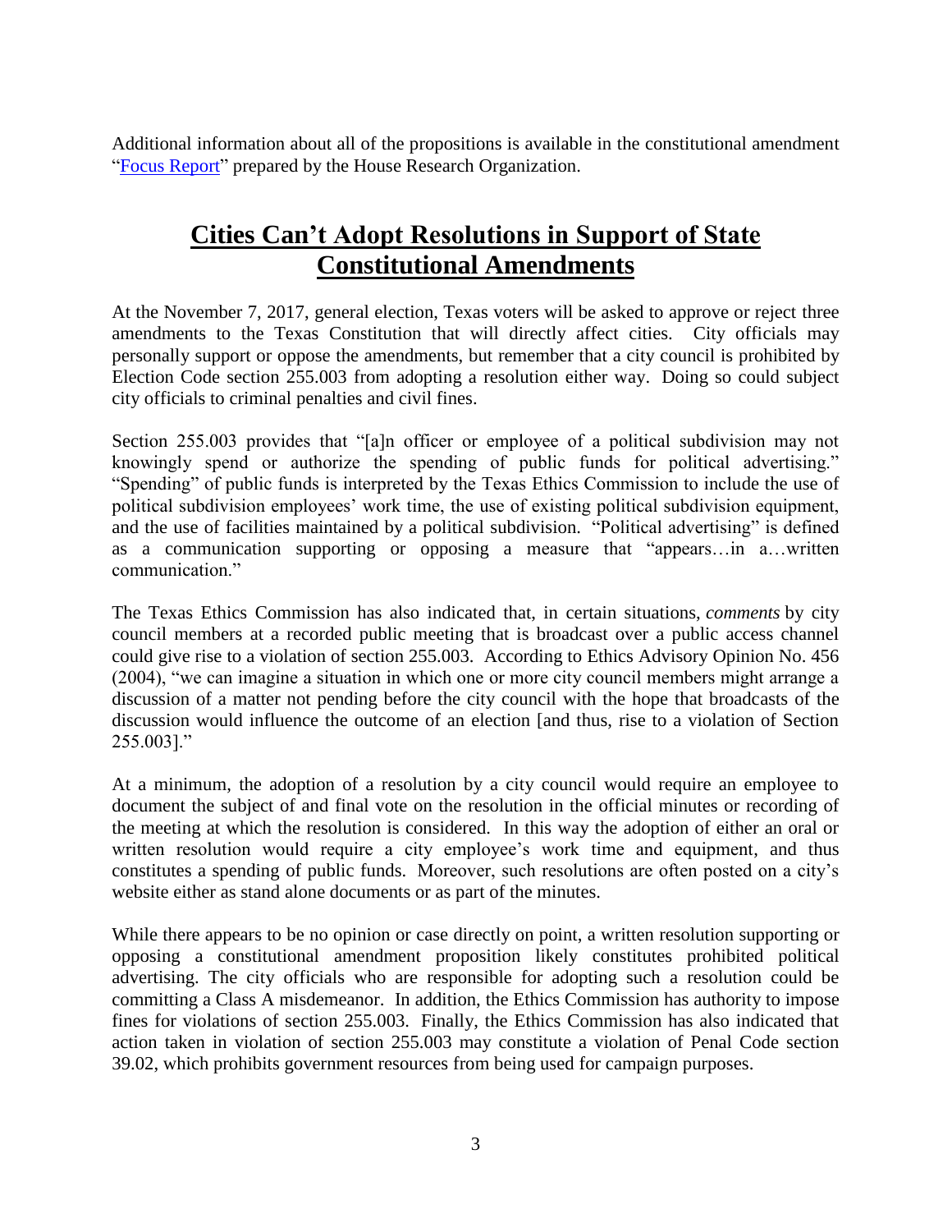Additional information about all of the propositions is available in the constitutional amendment "Focus Report" prepared by the House Research Organization.

## Cities Can't Adopt Resolutions in Support of State Constitutional Amendments

At the November 7, 2017, general election, Texas voters will be asked to approve or reject three amendments to the Texas Constitution that will directly affect cities. City officials may personally support or oppose the amendments, but remember that a city council is prohibited by Election Code section 255.003 from adopting a resolution either way. Doing so could subject city officials to criminal penalties and civil fines.

Section 255.003 provides that "[a]n officer or employee of a political subdivision may not knowingly spend or authorize the spending of public funds for political advertising." "Spending" of public funds is interpreted by the Texas Ethics Commission to include the use of political subdivision employees' work time, the use of existing political subdivision equipment, and the use of facilities maintained by a political subdivision. "Political advertising" is defined as a communication supporting or opposing a measure that "appears…in a…written communication."

The Texas Ethics Commission has also indicated that, in certain situations, *comments* by city council members at a recorded public meeting that is broadcast over a public access channel could give rise to a violation of section 255.003. According to Ethics Advisory Opinion No. 456 (2004), "we can imagine a situation in which one or more city council members might arrange a discussion of a matter not pending before the city council with the hope that broadcasts of the discussion would influence the outcome of an election [and thus, rise to a violation of Section 255.003]."

At a minimum, the adoption of a resolution by a city council would require an employee to document the subject of and final vote on the resolution in the official minutes or recording of the meeting at which the resolution is considered. In this way the adoption of either an oral or written resolution would require a city employee's work time and equipment, and thus constitutes a spending of public funds. Moreover, such resolutions are often posted on a city's website either as stand alone documents or as part of the minutes.

While there appears to be no opinion or case directly on point, a written resolution supporting or opposing a constitutional amendment proposition likely constitutes prohibited political advertising. The city officials who are responsible for adopting such a resolution could be committing a Class A misdemeanor. In addition, the Ethics Commission has authority to impose fines for violations of section 255.003. Finally, the Ethics Commission has also indicated that action taken in violation of section 255.003 may constitute a violation of Penal Code section 39.02, which prohibits government resources from being used for campaign purposes.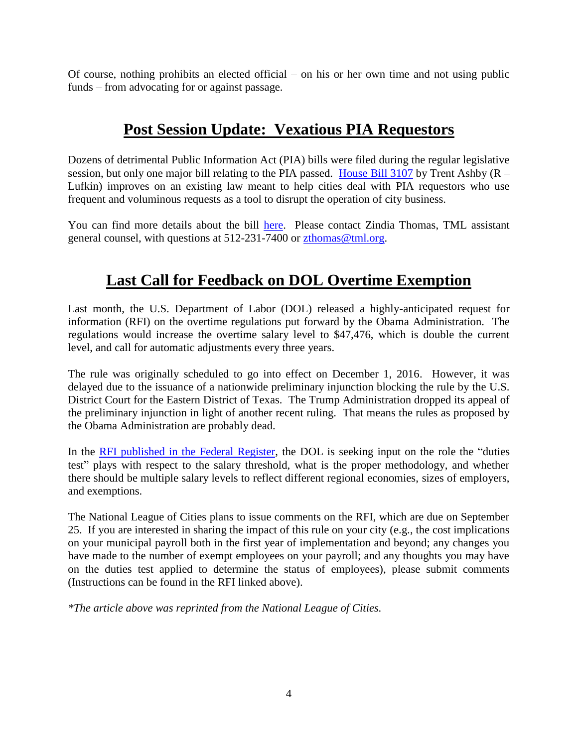Of course, nothing prohibits an elected official – on his or her own time and not using public funds – from advocating for or against passage.

## **Post Session Update: Vexatious PIA Requestors**

Dozens of detrimental Public Information Act (PIA) bills were filed during the regular legislative session, but only one major bill relating to the PIA passed. House Bill 3107 by Trent Ashby (R – Lufkin) improves on an existing law meant to help cities deal with PIA requestors who use frequent and voluminous requests as a tool to disrupt the operation of city business.

You can find more details about the bill here. Please contact Zindia Thomas, TML assistant general counsel, with questions at 512-231-7400 or zthomas@tml.org.

## **Last Call for Feedback on DOL Overtime Exemption**

Last month, the U.S. Department of Labor (DOL) released a highly-anticipated request for information (RFI) on the overtime regulations put forward by the Obama Administration. The regulations would increase the overtime salary level to $47,476, which is double the current level, and call for automatic adjustments every three years.

The rule was originally scheduled to go into effect on December 1, 2016. However, it was delayed due to the issuance of a nationwide preliminary injunction blocking the rule by the U.S. District Court for the Eastern District of Texas. The Trump Administration dropped its appeal of the preliminary injunction in light of another recent ruling. That means the rules as proposed by the Obama Administration are probably dead.

In the RFI published in the Federal Register, the DOL is seeking input on the role the "duties test" plays with respect to the salary threshold, what is the proper methodology, and whether there should be multiple salary levels to reflect different regional economies, sizes of employers, and exemptions.

The National League of Cities plans to issue comments on the RFI, which are due on September 25. If you are interested in sharing the impact of this rule on your city (e.g., the cost implications on your municipal payroll both in the first year of implementation and beyond; any changes you have made to the number of exempt employees on your payroll; and any thoughts you may have on the duties test applied to determine the status of employees), please submit comments (Instructions can be found in the RFI linked above).

*\*The article above was reprinted from the National League of Cities.*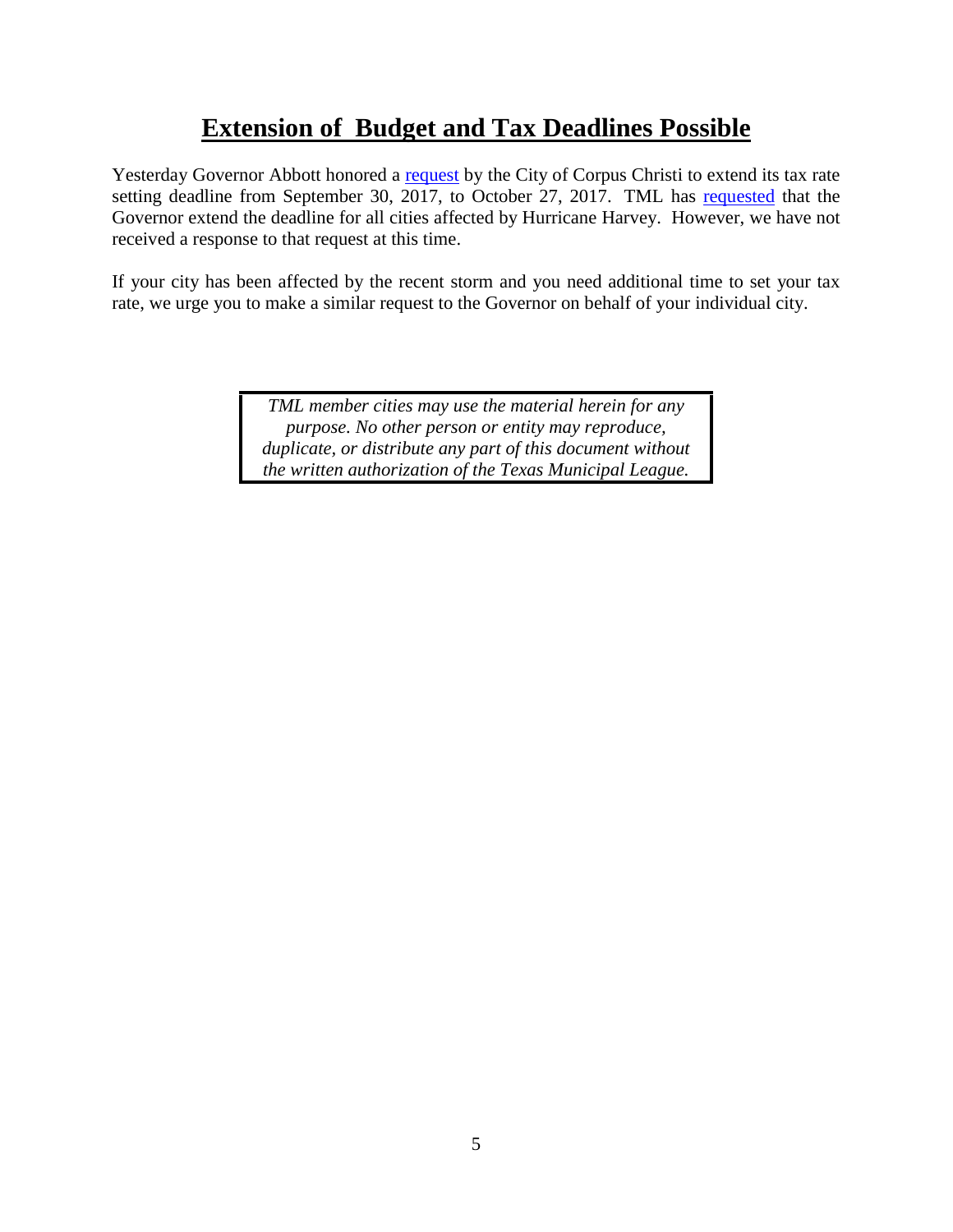## Extension of Budget and Tax Deadlines Possible

Yesterday Governor Abbott honored a request by the City of Corpus Christi to extend its tax rate setting deadline from September 30, 2017, to October 27, 2017. TML has requested that the Governor extend the deadline for all cities affected by Hurricane Harvey. However, we have not received a response to that request at this time.

If your city has been affected by the recent storm and you need additional time to set your tax rate, we urge you to make a similar request to the Governor on behalf of your individual city.

*TML member cities may use the material herein for any purpose. No other person or entity may reproduce, duplicate, or distribute any part of this document without the written authorization of the Texas Municipal League.*